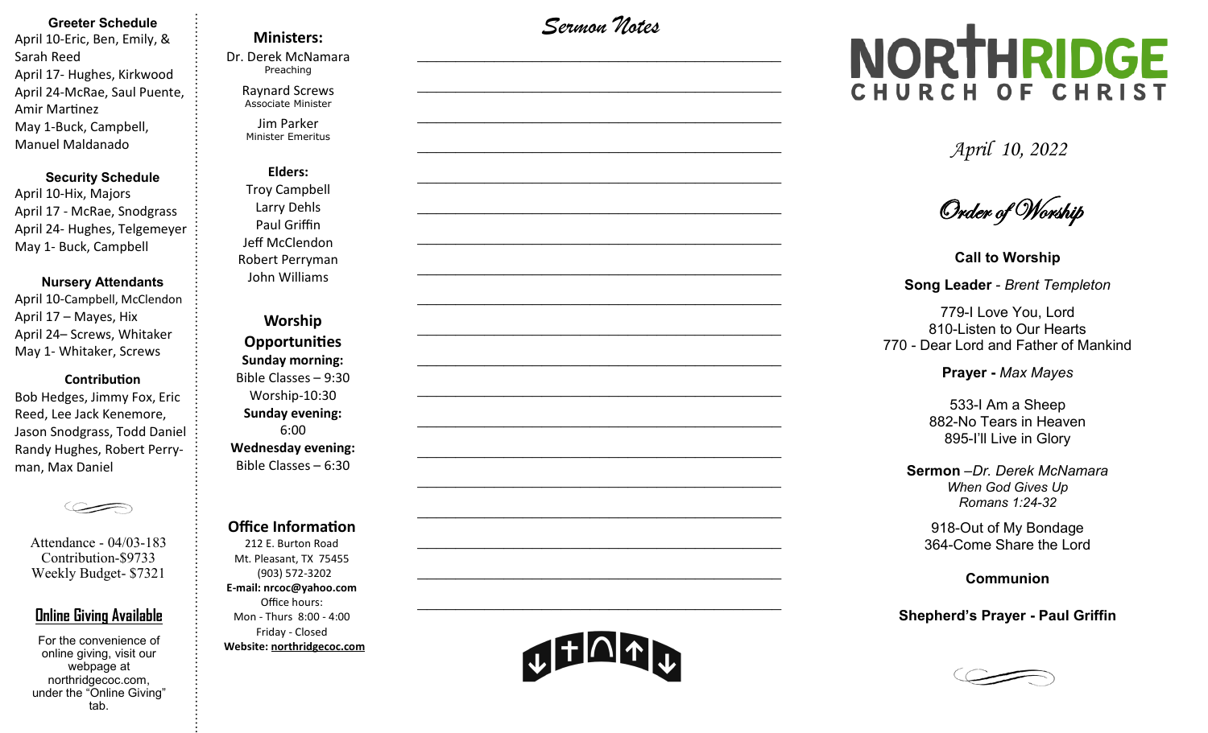### Greeter Schedule

April 10-Eric, Ben, Emily, & Sarah Reed
April 17- Hughes, Kirkwood
April 24-McRae, Saul Puente, Amir Martinez
May 1-Buck, Campbell, Manuel Maldanado

### Security Schedule

April 10-Hix, Majors
April 17 - McRae, Snodgrass
April 24- Hughes, Telgemeyer
May 1- Buck, Campbell

### Nursery Attendants

April 10-Campbell, McClendon
April 17 – Mayes, Hix
April 24– Screws, Whitaker
May 1- Whitaker, Screws

### Contribution

Bob Hedges, Jimmy Fox, Eric Reed, Lee Jack Kenemore, Jason Snodgrass, Todd Daniel Randy Hughes, Robert Perryman, Max Daniel

Attendance - 04/03-183
Contribution-$9733
Weekly Budget- $7321

### Online Giving Available

For the convenience of online giving, visit our webpage at northridgecoc.com, under the "Online Giving" tab.

### Ministers:

Dr. Derek McNamara
Preaching

Raynard Screws
Associate Minister

Jim Parker
Minister Emeritus

### Elders:

Troy Campbell
Larry Dehls
Paul Griffin
Jeff McClendon
Robert Perryman
John Williams

### Worship Opportunities

**Sunday morning:**
Bible Classes – 9:30
Worship-10:30
**Sunday evening:**
6:00
**Wednesday evening:**
Bible Classes – 6:30

### Office Information

212 E. Burton Road
Mt. Pleasant, TX 75455
(903) 572-3202
**E-mail: nrcoc@yahoo.com**
Office hours:
Mon - Thurs 8:00 - 4:00
Friday - Closed
**Website: northridgecoc.com**

## *Sermon Notes*

# NORTHRIDGE CHURCH OF CHRIST

*April 10, 2022*

## *Order of Worship*

**Call to Worship**

**Song Leader** - *Brent Templeton*

779-I Love You, Lord
810-Listen to Our Hearts
770 - Dear Lord and Father of Mankind

**Prayer -** *Max Mayes*

533-I Am a Sheep
882-No Tears in Heaven
895-I'll Live in Glory

**Sermon** –*Dr. Derek McNamara*
*When God Gives Up*
*Romans 1:24-32*

918-Out of My Bondage
364-Come Share the Lord

**Communion**

**Shepherd's Prayer - Paul Griffin**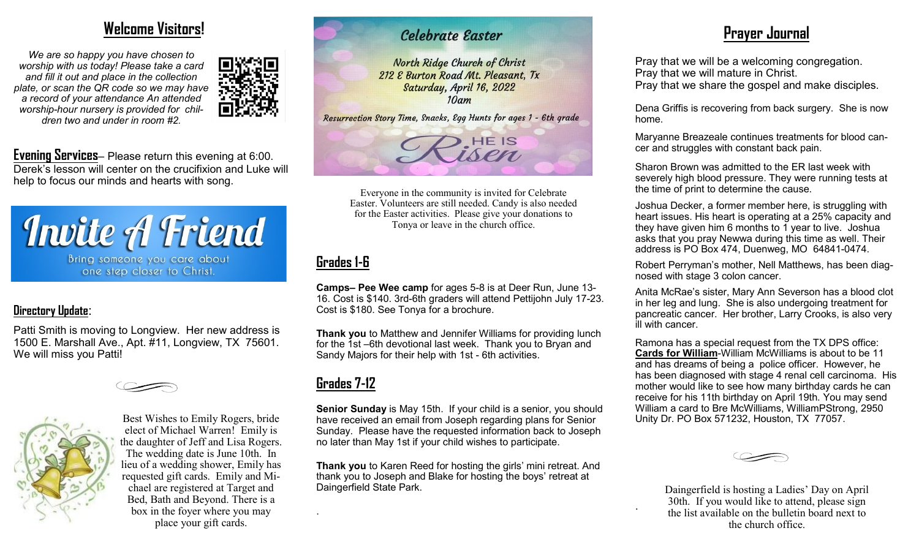## Welcome Visitors!

*We are so happy you have chosen to worship with us today! Please take a card and fill it out and place in the collection plate, or scan the QR code so we may have a record of your attendance An attended worship-hour nursery is provided for children two and under in room #2.*

**Evening Services**– Please return this evening at 6:00. Derek's lesson will center on the crucifixion and Luke will help to focus our minds and hearts with song.

# Invite A Friend

Bring someone you care about one step closer to Christ.

### Directory Update:

Patti Smith is moving to Longview. Her new address is 1500 E. Marshall Ave., Apt. #11, Longview, TX 75601. We will miss you Patti!

Best Wishes to Emily Rogers, bride elect of Michael Warren! Emily is the daughter of Jeff and Lisa Rogers. The wedding date is June 10th. In lieu of a wedding shower, Emily has requested gift cards. Emily and Michael are registered at Target and Bed, Bath and Beyond. There is a box in the foyer where you may place your gift cards.

## Celebrate Easter

*North Ridge Church of Christ*
*212 E Burton Road Mt. Pleasant, Tx*
*Saturday, April 16, 2022*
*10am*

*Resurrection Story Time, Snacks, Egg Hunts for ages 1 - 6th grade*

HE IS Risen

Everyone in the community is invited for Celebrate Easter. Volunteers are still needed. Candy is also needed for the Easter activities. Please give your donations to Tonya or leave in the church office.

## Grades 1-6

**Camps– Pee Wee camp** for ages 5-8 is at Deer Run, June 13-16. Cost is $140. 3rd-6th graders will attend Pettijohn July 17-23. Cost is $180. See Tonya for a brochure.

**Thank you** to Matthew and Jennifer Williams for providing lunch for the 1st –6th devotional last week. Thank you to Bryan and Sandy Majors for their help with 1st - 6th activities.

## Grades 7-12

**Senior Sunday** is May 15th. If your child is a senior, you should have received an email from Joseph regarding plans for Senior Sunday. Please have the requested information back to Joseph no later than May 1st if your child wishes to participate.

**Thank you** to Karen Reed for hosting the girls' mini retreat. And thank you to Joseph and Blake for hosting the boys' retreat at Daingerfield State Park.

## Prayer Journal

Pray that we will be a welcoming congregation.
Pray that we will mature in Christ.
Pray that we share the gospel and make disciples.

Dena Griffis is recovering from back surgery. She is now home.

Maryanne Breazeale continues treatments for blood cancer and struggles with constant back pain.

Sharon Brown was admitted to the ER last week with severely high blood pressure. They were running tests at the time of print to determine the cause.

Joshua Decker, a former member here, is struggling with heart issues. His heart is operating at a 25% capacity and they have given him 6 months to 1 year to live. Joshua asks that you pray Newwa during this time as well. Their address is PO Box 474, Duenweg, MO 64841-0474.

Robert Perryman's mother, Nell Matthews, has been diagnosed with stage 3 colon cancer.

Anita McRae's sister, Mary Ann Severson has a blood clot in her leg and lung. She is also undergoing treatment for pancreatic cancer. Her brother, Larry Crooks, is also very ill with cancer.

Ramona has a special request from the TX DPS office: **Cards for William**-William McWilliams is about to be 11 and has dreams of being a police officer. However, he has been diagnosed with stage 4 renal cell carcinoma. His mother would like to see how many birthday cards he can receive for his 11th birthday on April 19th. You may send William a card to Bre McWilliams, WilliamPStrong, 2950 Unity Dr. PO Box 571232, Houston, TX 77057.

Daingerfield is hosting a Ladies' Day on April 30th. If you would like to attend, please sign the list available on the bulletin board next to the church office.